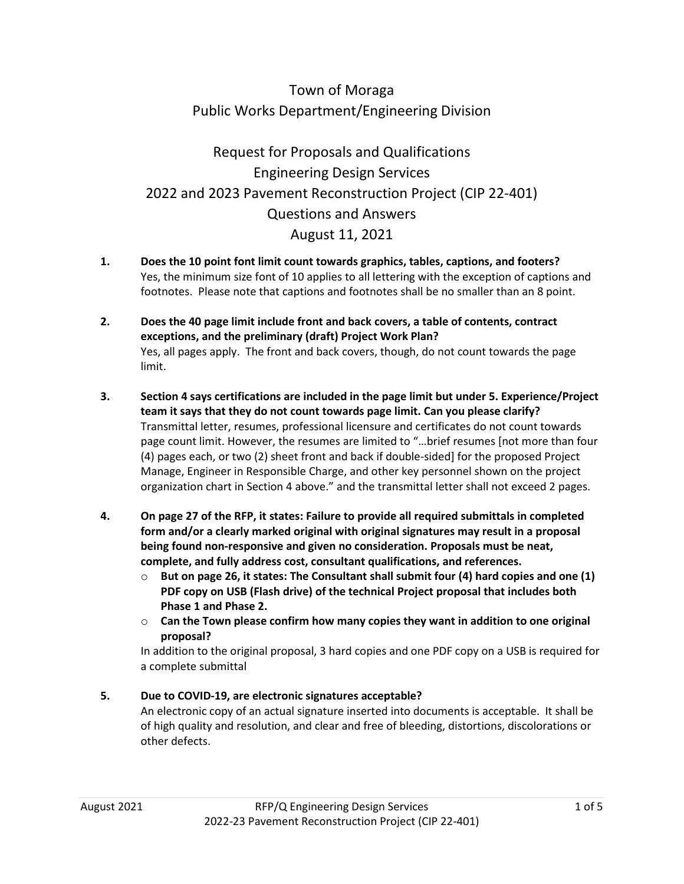# Town of Moraga
## Public Works Department/Engineering Division

## Request for Proposals and Qualifications
## Engineering Design Services
## 2022 and 2023 Pavement Reconstruction Project (CIP 22-401)
## Questions and Answers
## August 11, 2021

1. **Does the 10 point font limit count towards graphics, tables, captions, and footers?**
   Yes, the minimum size font of 10 applies to all lettering with the exception of captions and footnotes. Please note that captions and footnotes shall be no smaller than an 8 point.

2. **Does the 40 page limit include front and back covers, a table of contents, contract exceptions, and the preliminary (draft) Project Work Plan?**
   Yes, all pages apply. The front and back covers, though, do not count towards the page limit.

3. **Section 4 says certifications are included in the page limit but under 5. Experience/Project team it says that they do not count towards page limit. Can you please clarify?**
   Transmittal letter, resumes, professional licensure and certificates do not count towards page count limit. However, the resumes are limited to "…brief resumes [not more than four (4) pages each, or two (2) sheet front and back if double-sided] for the proposed Project Manage, Engineer in Responsible Charge, and other key personnel shown on the project organization chart in Section 4 above." and the transmittal letter shall not exceed 2 pages.

4. **On page 27 of the RFP, it states: Failure to provide all required submittals in completed form and/or a clearly marked original with original signatures may result in a proposal being found non-responsive and given no consideration. Proposals must be neat, complete, and fully address cost, consultant qualifications, and references.**
   - **But on page 26, it states: The Consultant shall submit four (4) hard copies and one (1) PDF copy on USB (Flash drive) of the technical Project proposal that includes both Phase 1 and Phase 2.**
   - **Can the Town please confirm how many copies they want in addition to one original proposal?**

   In addition to the original proposal, 3 hard copies and one PDF copy on a USB is required for a complete submittal

5. **Due to COVID-19, are electronic signatures acceptable?**
   An electronic copy of an actual signature inserted into documents is acceptable. It shall be of high quality and resolution, and clear and free of bleeding, distortions, discolorations or other defects.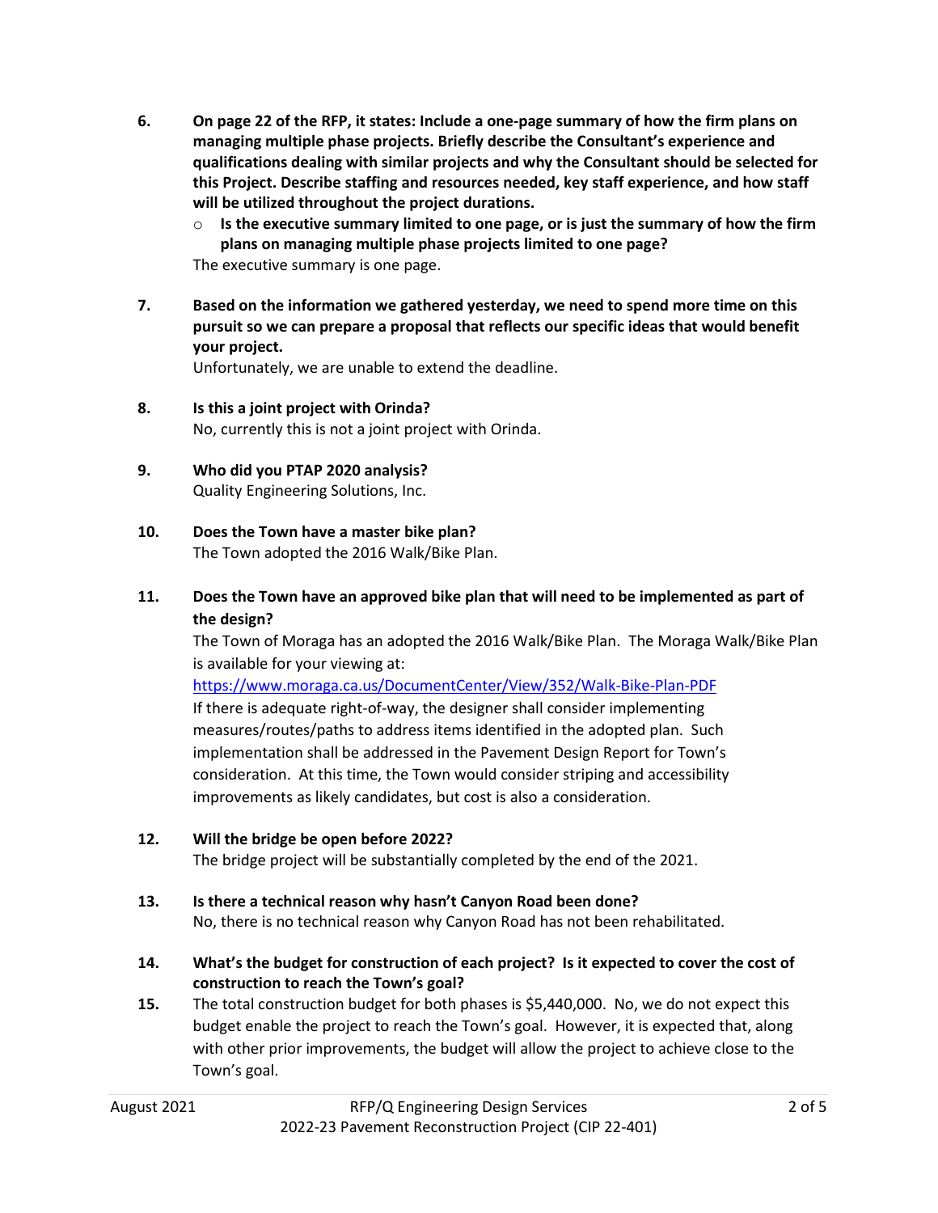6. **On page 22 of the RFP, it states: Include a one-page summary of how the firm plans on managing multiple phase projects. Briefly describe the Consultant's experience and qualifications dealing with similar projects and why the Consultant should be selected for this Project. Describe staffing and resources needed, key staff experience, and how staff will be utilized throughout the project durations.**
   - **Is the executive summary limited to one page, or is just the summary of how the firm plans on managing multiple phase projects limited to one page?**

   The executive summary is one page.

7. **Based on the information we gathered yesterday, we need to spend more time on this pursuit so we can prepare a proposal that reflects our specific ideas that would benefit your project.**

   Unfortunately, we are unable to extend the deadline.

8. **Is this a joint project with Orinda?**

   No, currently this is not a joint project with Orinda.

9. **Who did you PTAP 2020 analysis?**

   Quality Engineering Solutions, Inc.

10. **Does the Town have a master bike plan?**

    The Town adopted the 2016 Walk/Bike Plan.

11. **Does the Town have an approved bike plan that will need to be implemented as part of the design?**

    The Town of Moraga has an adopted the 2016 Walk/Bike Plan. The Moraga Walk/Bike Plan is available for your viewing at:
    https://www.moraga.ca.us/DocumentCenter/View/352/Walk-Bike-Plan-PDF
    If there is adequate right-of-way, the designer shall consider implementing measures/routes/paths to address items identified in the adopted plan. Such implementation shall be addressed in the Pavement Design Report for Town's consideration. At this time, the Town would consider striping and accessibility improvements as likely candidates, but cost is also a consideration.

12. **Will the bridge be open before 2022?**

    The bridge project will be substantially completed by the end of the 2021.

13. **Is there a technical reason why hasn't Canyon Road been done?**

    No, there is no technical reason why Canyon Road has not been rehabilitated.

14. **What's the budget for construction of each project? Is it expected to cover the cost of construction to reach the Town's goal?**

15. The total construction budget for both phases is $5,440,000. No, we do not expect this budget enable the project to reach the Town's goal. However, it is expected that, along with other prior improvements, the budget will allow the project to achieve close to the Town's goal.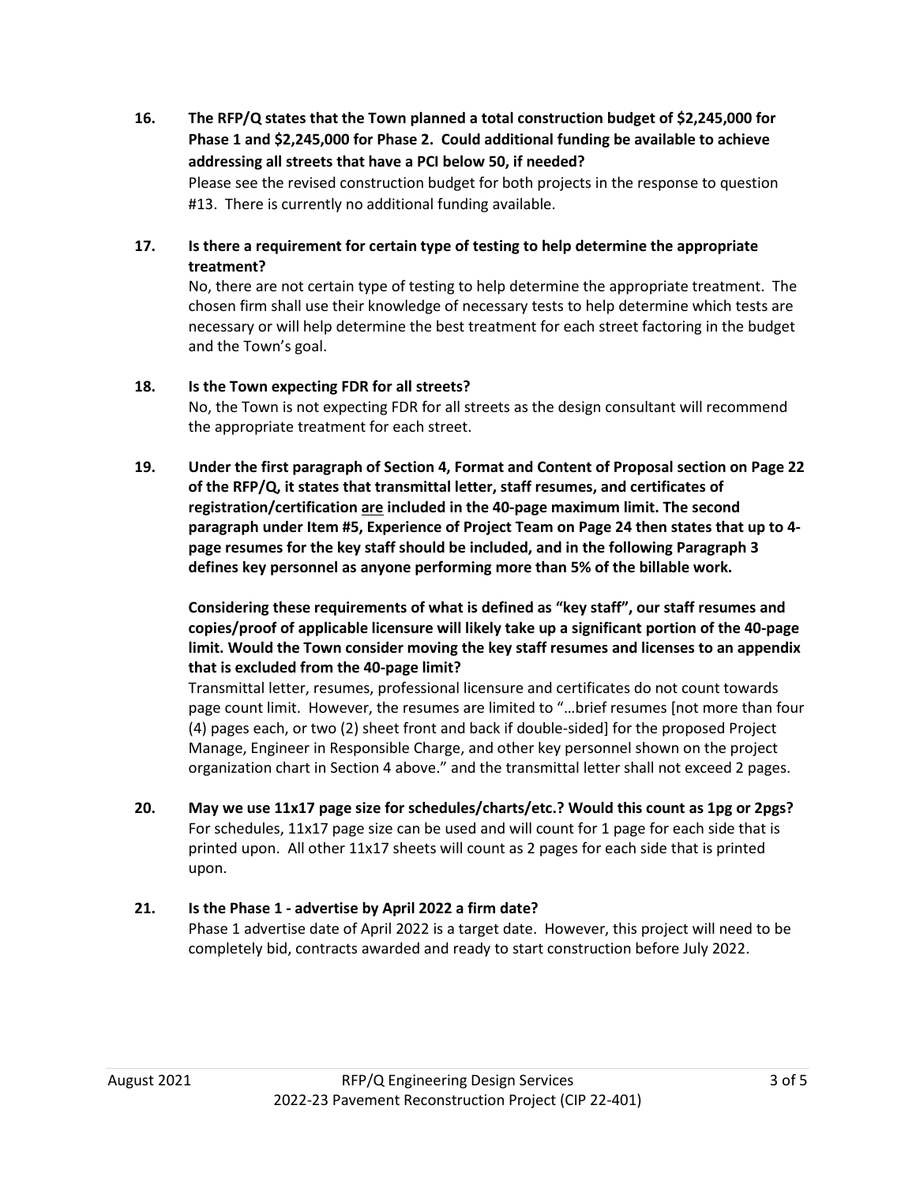**16. The RFP/Q states that the Town planned a total construction budget of $2,245,000 for Phase 1 and $2,245,000 for Phase 2. Could additional funding be available to achieve addressing all streets that have a PCI below 50, if needed?**

Please see the revised construction budget for both projects in the response to question #13. There is currently no additional funding available.

**17. Is there a requirement for certain type of testing to help determine the appropriate treatment?**

No, there are not certain type of testing to help determine the appropriate treatment. The chosen firm shall use their knowledge of necessary tests to help determine which tests are necessary or will help determine the best treatment for each street factoring in the budget and the Town's goal.

**18. Is the Town expecting FDR for all streets?**

No, the Town is not expecting FDR for all streets as the design consultant will recommend the appropriate treatment for each street.

**19. Under the first paragraph of Section 4, Format and Content of Proposal section on Page 22 of the RFP/Q, it states that transmittal letter, staff resumes, and certificates of registration/certification <u>are</u> included in the 40-page maximum limit. The second paragraph under Item #5, Experience of Project Team on Page 24 then states that up to 4-page resumes for the key staff should be included, and in the following Paragraph 3 defines key personnel as anyone performing more than 5% of the billable work.**

**Considering these requirements of what is defined as "key staff", our staff resumes and copies/proof of applicable licensure will likely take up a significant portion of the 40-page limit. Would the Town consider moving the key staff resumes and licenses to an appendix that is excluded from the 40-page limit?**

Transmittal letter, resumes, professional licensure and certificates do not count towards page count limit. However, the resumes are limited to "…brief resumes [not more than four (4) pages each, or two (2) sheet front and back if double-sided] for the proposed Project Manage, Engineer in Responsible Charge, and other key personnel shown on the project organization chart in Section 4 above." and the transmittal letter shall not exceed 2 pages.

**20. May we use 11x17 page size for schedules/charts/etc.? Would this count as 1pg or 2pgs?**

For schedules, 11x17 page size can be used and will count for 1 page for each side that is printed upon. All other 11x17 sheets will count as 2 pages for each side that is printed upon.

**21. Is the Phase 1 - advertise by April 2022 a firm date?**

Phase 1 advertise date of April 2022 is a target date. However, this project will need to be completely bid, contracts awarded and ready to start construction before July 2022.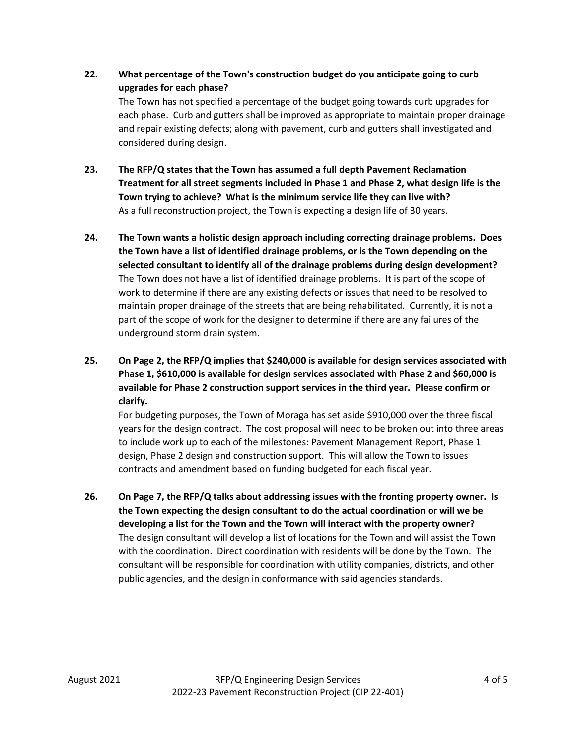**22. What percentage of the Town's construction budget do you anticipate going to curb upgrades for each phase?**

The Town has not specified a percentage of the budget going towards curb upgrades for each phase. Curb and gutters shall be improved as appropriate to maintain proper drainage and repair existing defects; along with pavement, curb and gutters shall investigated and considered during design.

**23. The RFP/Q states that the Town has assumed a full depth Pavement Reclamation Treatment for all street segments included in Phase 1 and Phase 2, what design life is the Town trying to achieve? What is the minimum service life they can live with?**

As a full reconstruction project, the Town is expecting a design life of 30 years.

**24. The Town wants a holistic design approach including correcting drainage problems. Does the Town have a list of identified drainage problems, or is the Town depending on the selected consultant to identify all of the drainage problems during design development?**

The Town does not have a list of identified drainage problems. It is part of the scope of work to determine if there are any existing defects or issues that need to be resolved to maintain proper drainage of the streets that are being rehabilitated. Currently, it is not a part of the scope of work for the designer to determine if there are any failures of the underground storm drain system.

**25. On Page 2, the RFP/Q implies that $240,000 is available for design services associated with Phase 1, $610,000 is available for design services associated with Phase 2 and $60,000 is available for Phase 2 construction support services in the third year. Please confirm or clarify.**

For budgeting purposes, the Town of Moraga has set aside $910,000 over the three fiscal years for the design contract. The cost proposal will need to be broken out into three areas to include work up to each of the milestones: Pavement Management Report, Phase 1 design, Phase 2 design and construction support. This will allow the Town to issues contracts and amendment based on funding budgeted for each fiscal year.

**26. On Page 7, the RFP/Q talks about addressing issues with the fronting property owner. Is the Town expecting the design consultant to do the actual coordination or will we be developing a list for the Town and the Town will interact with the property owner?**

The design consultant will develop a list of locations for the Town and will assist the Town with the coordination. Direct coordination with residents will be done by the Town. The consultant will be responsible for coordination with utility companies, districts, and other public agencies, and the design in conformance with said agencies standards.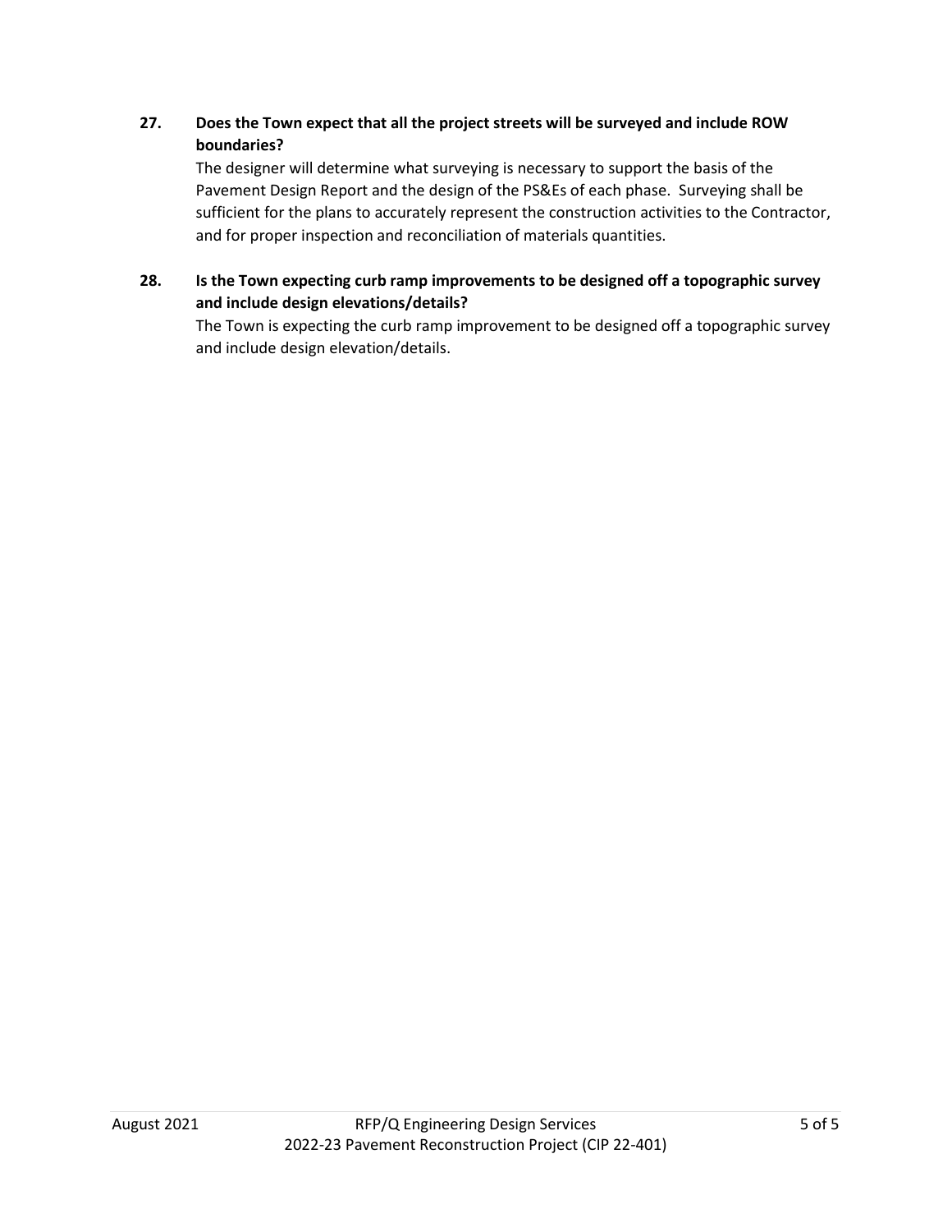**27. Does the Town expect that all the project streets will be surveyed and include ROW boundaries?**

The designer will determine what surveying is necessary to support the basis of the Pavement Design Report and the design of the PS&Es of each phase. Surveying shall be sufficient for the plans to accurately represent the construction activities to the Contractor, and for proper inspection and reconciliation of materials quantities.

**28. Is the Town expecting curb ramp improvements to be designed off a topographic survey and include design elevations/details?**

The Town is expecting the curb ramp improvement to be designed off a topographic survey and include design elevation/details.